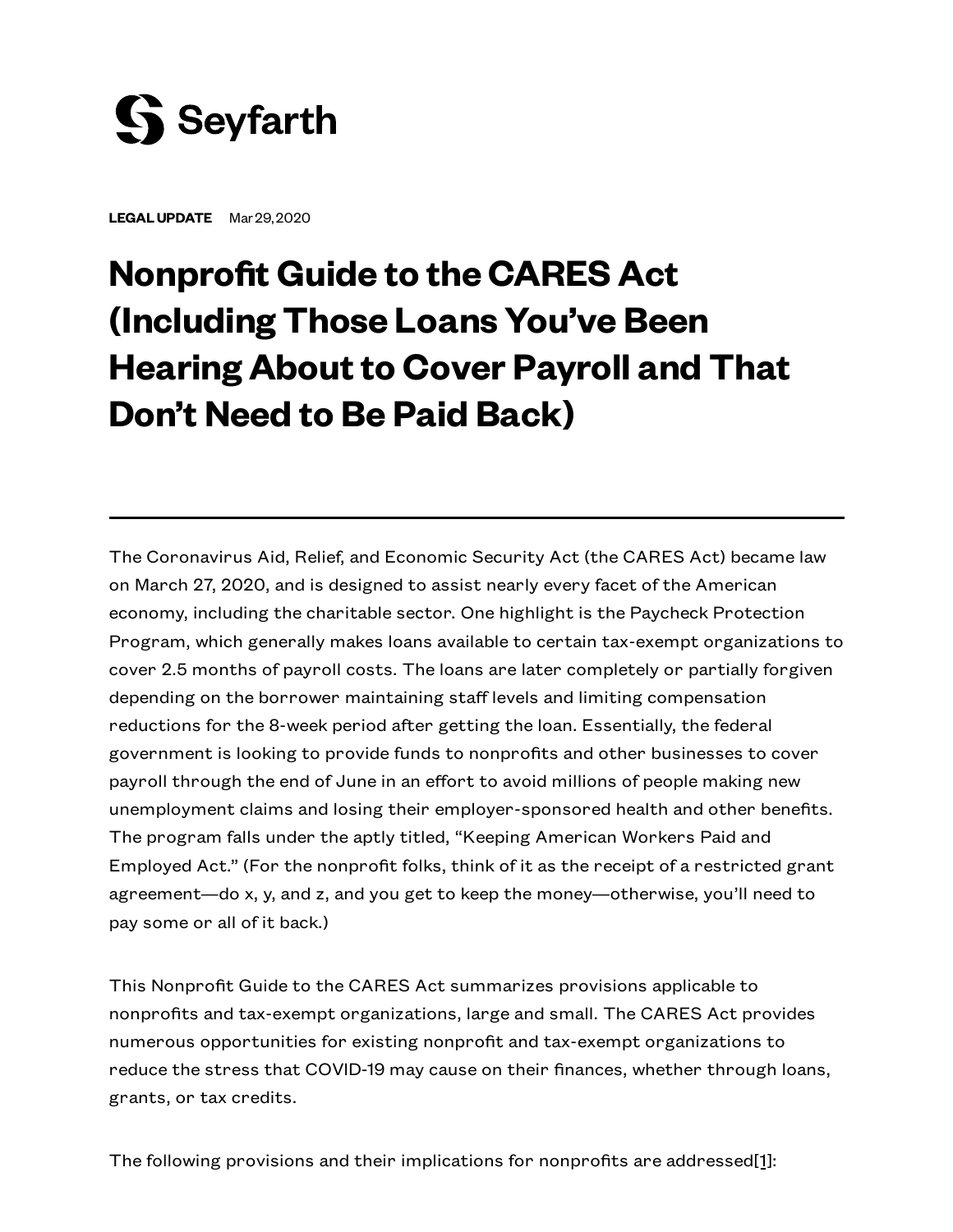Seyfarth

**LEGAL UPDATE** Mar 29, 2020

# Nonprofit Guide to the CARES Act (Including Those Loans You've Been Hearing About to Cover Payroll and That Don't Need to Be Paid Back)

---

The Coronavirus Aid, Relief, and Economic Security Act (the CARES Act) became law on March 27, 2020, and is designed to assist nearly every facet of the American economy, including the charitable sector. One highlight is the Paycheck Protection Program, which generally makes loans available to certain tax-exempt organizations to cover 2.5 months of payroll costs. The loans are later completely or partially forgiven depending on the borrower maintaining staff levels and limiting compensation reductions for the 8-week period after getting the loan. Essentially, the federal government is looking to provide funds to nonprofits and other businesses to cover payroll through the end of June in an effort to avoid millions of people making new unemployment claims and losing their employer-sponsored health and other benefits. The program falls under the aptly titled, "Keeping American Workers Paid and Employed Act." (For the nonprofit folks, think of it as the receipt of a restricted grant agreement—do x, y, and z, and you get to keep the money—otherwise, you'll need to pay some or all of it back.)

This Nonprofit Guide to the CARES Act summarizes provisions applicable to nonprofits and tax-exempt organizations, large and small. The CARES Act provides numerous opportunities for existing nonprofit and tax-exempt organizations to reduce the stress that COVID-19 may cause on their finances, whether through loans, grants, or tax credits.

The following provisions and their implications for nonprofits are addressed[1]: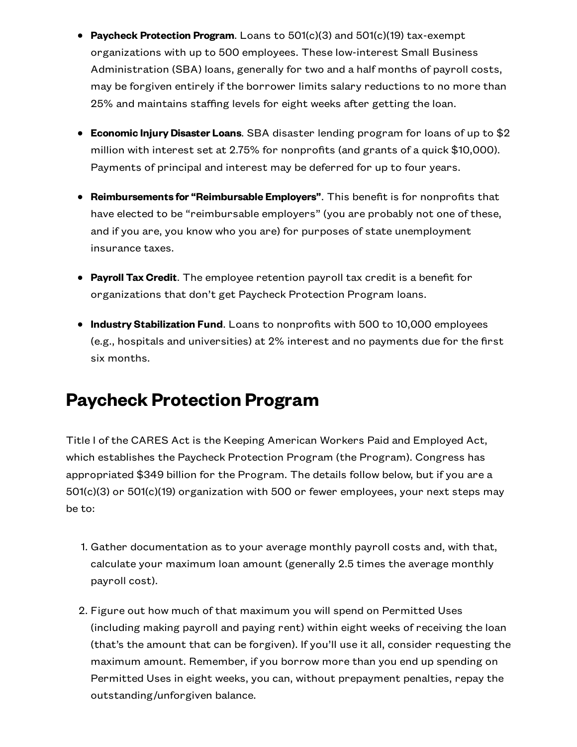- **Paycheck Protection Program**. Loans to 501(c)(3) and 501(c)(19) tax-exempt organizations with up to 500 employees. These low-interest Small Business Administration (SBA) loans, generally for two and a half months of payroll costs, may be forgiven entirely if the borrower limits salary reductions to no more than 25% and maintains staffing levels for eight weeks after getting the loan.

- **Economic Injury Disaster Loans**. SBA disaster lending program for loans of up to $2 million with interest set at 2.75% for nonprofits (and grants of a quick $10,000). Payments of principal and interest may be deferred for up to four years.

- **Reimbursements for "Reimbursable Employers"**. This benefit is for nonprofits that have elected to be "reimbursable employers" (you are probably not one of these, and if you are, you know who you are) for purposes of state unemployment insurance taxes.

- **Payroll Tax Credit**. The employee retention payroll tax credit is a benefit for organizations that don't get Paycheck Protection Program loans.

- **Industry Stabilization Fund**. Loans to nonprofits with 500 to 10,000 employees (e.g., hospitals and universities) at 2% interest and no payments due for the first six months.

## Paycheck Protection Program

Title I of the CARES Act is the Keeping American Workers Paid and Employed Act, which establishes the Paycheck Protection Program (the Program). Congress has appropriated $349 billion for the Program. The details follow below, but if you are a 501(c)(3) or 501(c)(19) organization with 500 or fewer employees, your next steps may be to:

1. Gather documentation as to your average monthly payroll costs and, with that, calculate your maximum loan amount (generally 2.5 times the average monthly payroll cost).

2. Figure out how much of that maximum you will spend on Permitted Uses (including making payroll and paying rent) within eight weeks of receiving the loan (that's the amount that can be forgiven). If you'll use it all, consider requesting the maximum amount. Remember, if you borrow more than you end up spending on Permitted Uses in eight weeks, you can, without prepayment penalties, repay the outstanding/unforgiven balance.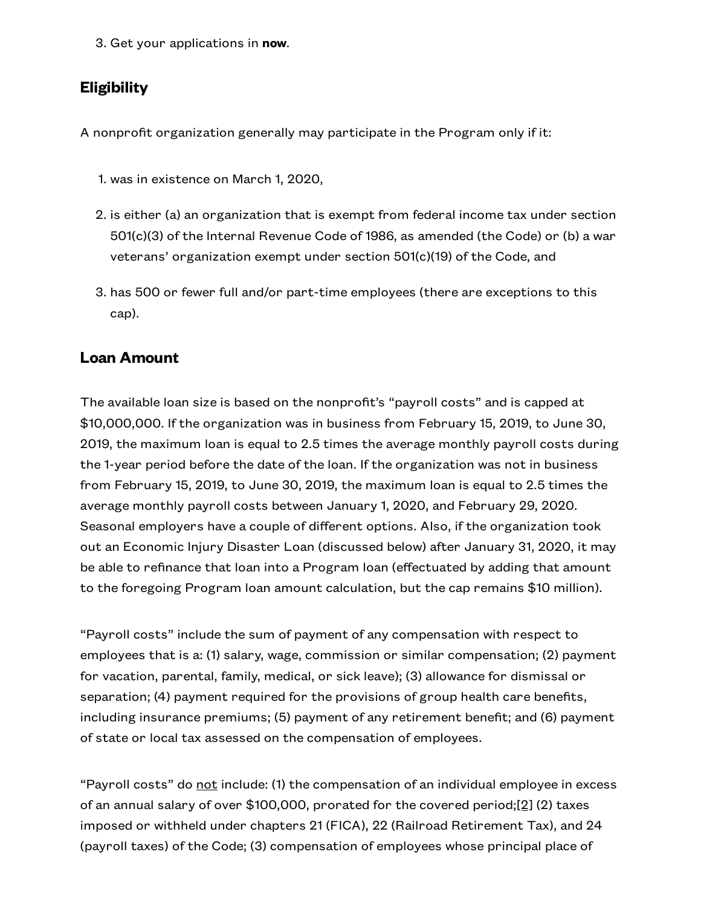3. Get your applications in **now**.

## Eligibility

A nonprofit organization generally may participate in the Program only if it:

1. was in existence on March 1, 2020,
2. is either (a) an organization that is exempt from federal income tax under section 501(c)(3) of the Internal Revenue Code of 1986, as amended (the Code) or (b) a war veterans' organization exempt under section 501(c)(19) of the Code, and
3. has 500 or fewer full and/or part-time employees (there are exceptions to this cap).

## Loan Amount

The available loan size is based on the nonprofit's "payroll costs" and is capped at $10,000,000. If the organization was in business from February 15, 2019, to June 30, 2019, the maximum loan is equal to 2.5 times the average monthly payroll costs during the 1-year period before the date of the loan. If the organization was not in business from February 15, 2019, to June 30, 2019, the maximum loan is equal to 2.5 times the average monthly payroll costs between January 1, 2020, and February 29, 2020. Seasonal employers have a couple of different options. Also, if the organization took out an Economic Injury Disaster Loan (discussed below) after January 31, 2020, it may be able to refinance that loan into a Program loan (effectuated by adding that amount to the foregoing Program loan amount calculation, but the cap remains $10 million).

"Payroll costs" include the sum of payment of any compensation with respect to employees that is a: (1) salary, wage, commission or similar compensation; (2) payment for vacation, parental, family, medical, or sick leave); (3) allowance for dismissal or separation; (4) payment required for the provisions of group health care benefits, including insurance premiums; (5) payment of any retirement benefit; and (6) payment of state or local tax assessed on the compensation of employees.

"Payroll costs" do not include: (1) the compensation of an individual employee in excess of an annual salary of over $100,000, prorated for the covered period;[2] (2) taxes imposed or withheld under chapters 21 (FICA), 22 (Railroad Retirement Tax), and 24 (payroll taxes) of the Code; (3) compensation of employees whose principal place of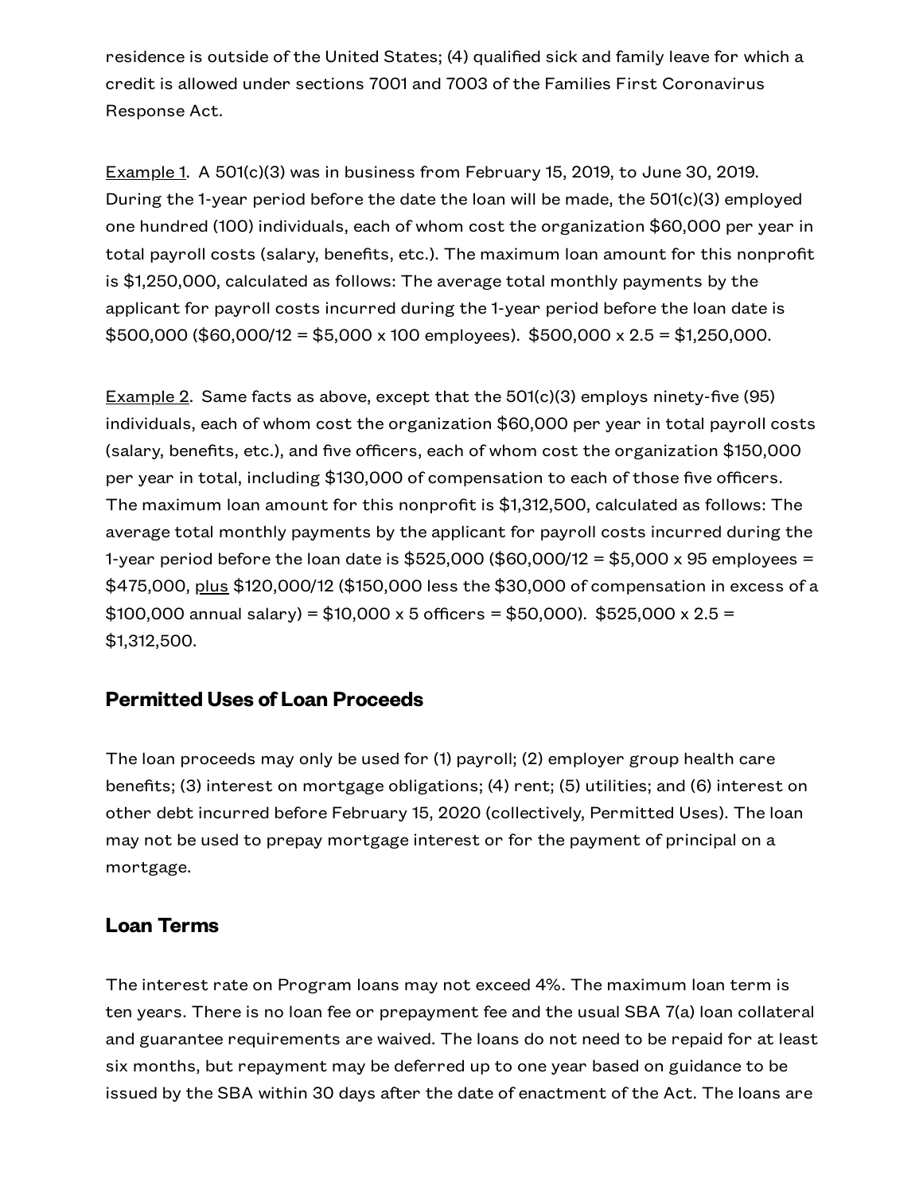residence is outside of the United States; (4) qualified sick and family leave for which a credit is allowed under sections 7001 and 7003 of the Families First Coronavirus Response Act.

Example 1. A 501(c)(3) was in business from February 15, 2019, to June 30, 2019. During the 1-year period before the date the loan will be made, the 501(c)(3) employed one hundred (100) individuals, each of whom cost the organization $60,000 per year in total payroll costs (salary, benefits, etc.). The maximum loan amount for this nonprofit is $1,250,000, calculated as follows: The average total monthly payments by the applicant for payroll costs incurred during the 1-year period before the loan date is $500,000 ($60,000/12 = $5,000 x 100 employees). $500,000 x 2.5 = $1,250,000.

Example 2. Same facts as above, except that the 501(c)(3) employs ninety-five (95) individuals, each of whom cost the organization $60,000 per year in total payroll costs (salary, benefits, etc.), and five officers, each of whom cost the organization $150,000 per year in total, including $130,000 of compensation to each of those five officers. The maximum loan amount for this nonprofit is $1,312,500, calculated as follows: The average total monthly payments by the applicant for payroll costs incurred during the 1-year period before the loan date is $525,000 ($60,000/12 = $5,000 x 95 employees = $475,000, plus $120,000/12 ($150,000 less the $30,000 of compensation in excess of a $100,000 annual salary) = $10,000 x 5 officers = $50,000). $525,000 x 2.5 = $1,312,500.

## Permitted Uses of Loan Proceeds

The loan proceeds may only be used for (1) payroll; (2) employer group health care benefits; (3) interest on mortgage obligations; (4) rent; (5) utilities; and (6) interest on other debt incurred before February 15, 2020 (collectively, Permitted Uses). The loan may not be used to prepay mortgage interest or for the payment of principal on a mortgage.

## Loan Terms

The interest rate on Program loans may not exceed 4%. The maximum loan term is ten years. There is no loan fee or prepayment fee and the usual SBA 7(a) loan collateral and guarantee requirements are waived. The loans do not need to be repaid for at least six months, but repayment may be deferred up to one year based on guidance to be issued by the SBA within 30 days after the date of enactment of the Act. The loans are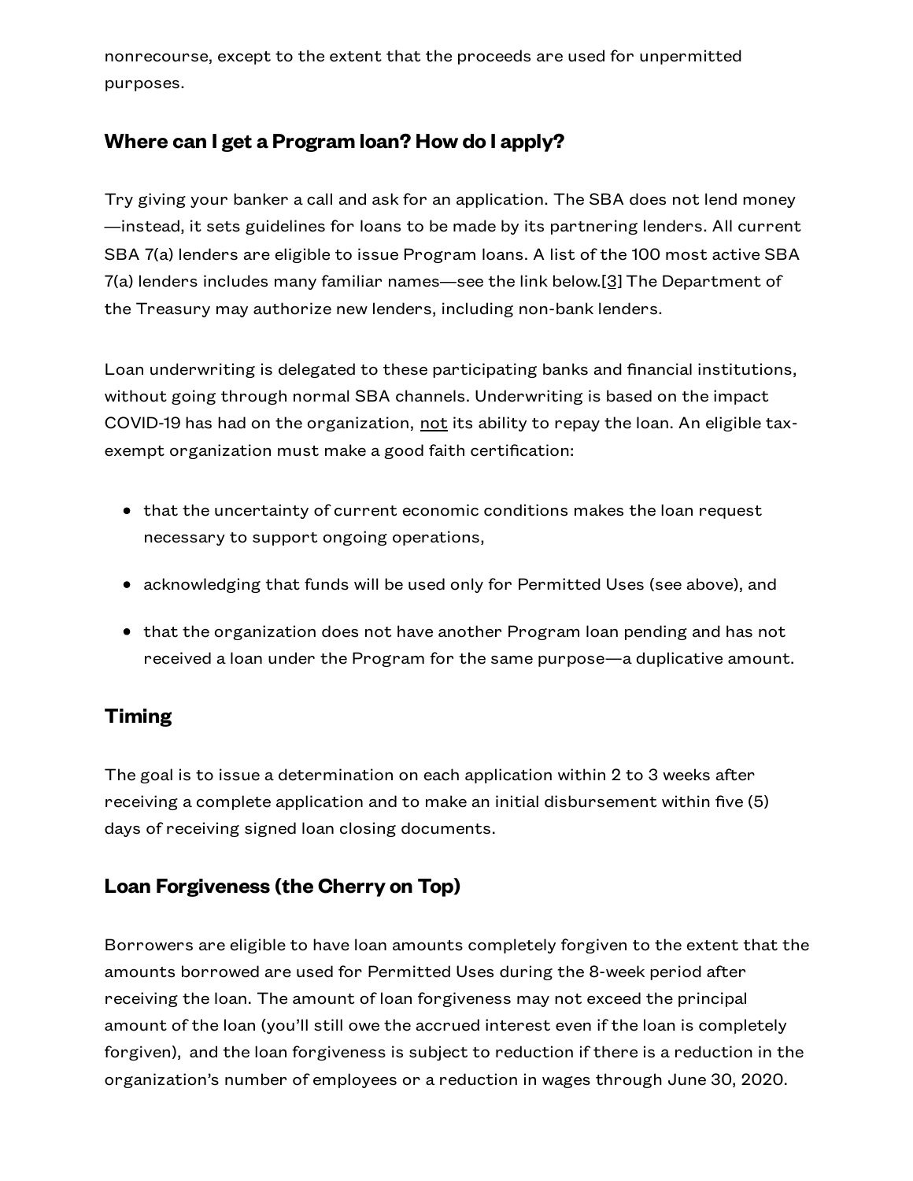nonrecourse, except to the extent that the proceeds are used for unpermitted purposes.

## Where can I get a Program loan? How do I apply?

Try giving your banker a call and ask for an application. The SBA does not lend money —instead, it sets guidelines for loans to be made by its partnering lenders. All current SBA 7(a) lenders are eligible to issue Program loans. A list of the 100 most active SBA 7(a) lenders includes many familiar names—see the link below.[3] The Department of the Treasury may authorize new lenders, including non-bank lenders.

Loan underwriting is delegated to these participating banks and financial institutions, without going through normal SBA channels. Underwriting is based on the impact COVID-19 has had on the organization, not its ability to repay the loan. An eligible tax-exempt organization must make a good faith certification:

- that the uncertainty of current economic conditions makes the loan request necessary to support ongoing operations,
- acknowledging that funds will be used only for Permitted Uses (see above), and
- that the organization does not have another Program loan pending and has not received a loan under the Program for the same purpose—a duplicative amount.

## Timing

The goal is to issue a determination on each application within 2 to 3 weeks after receiving a complete application and to make an initial disbursement within five (5) days of receiving signed loan closing documents.

## Loan Forgiveness (the Cherry on Top)

Borrowers are eligible to have loan amounts completely forgiven to the extent that the amounts borrowed are used for Permitted Uses during the 8-week period after receiving the loan. The amount of loan forgiveness may not exceed the principal amount of the loan (you'll still owe the accrued interest even if the loan is completely forgiven), and the loan forgiveness is subject to reduction if there is a reduction in the organization's number of employees or a reduction in wages through June 30, 2020.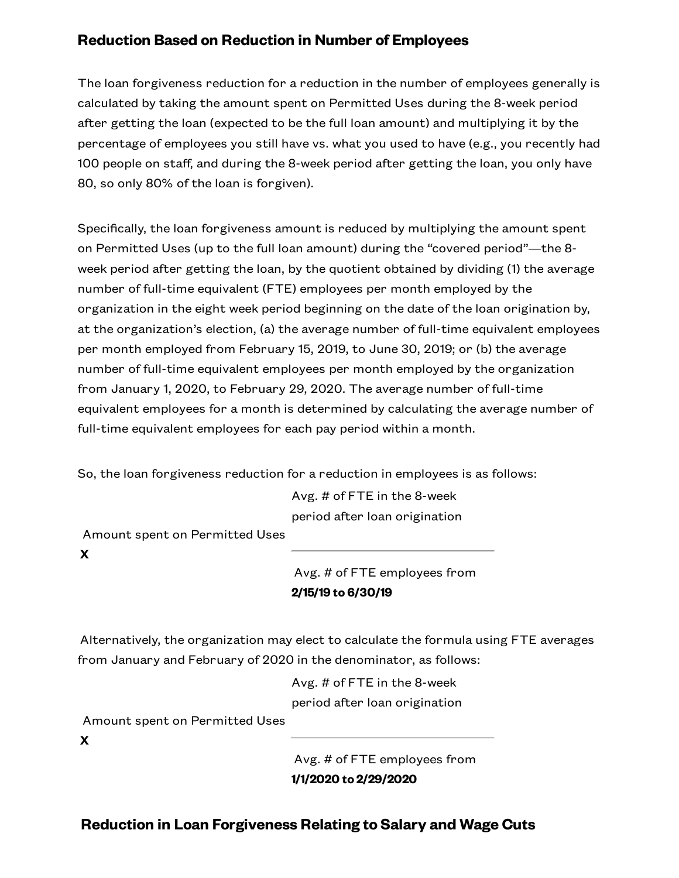## Reduction Based on Reduction in Number of Employees

The loan forgiveness reduction for a reduction in the number of employees generally is calculated by taking the amount spent on Permitted Uses during the 8-week period after getting the loan (expected to be the full loan amount) and multiplying it by the percentage of employees you still have vs. what you used to have (e.g., you recently had 100 people on staff, and during the 8-week period after getting the loan, you only have 80, so only 80% of the loan is forgiven).

Specifically, the loan forgiveness amount is reduced by multiplying the amount spent on Permitted Uses (up to the full loan amount) during the "covered period"—the 8-week period after getting the loan, by the quotient obtained by dividing (1) the average number of full-time equivalent (FTE) employees per month employed by the organization in the eight week period beginning on the date of the loan origination by, at the organization's election, (a) the average number of full-time equivalent employees per month employed from February 15, 2019, to June 30, 2019; or (b) the average number of full-time equivalent employees per month employed by the organization from January 1, 2020, to February 29, 2020. The average number of full-time equivalent employees for a month is determined by calculating the average number of full-time equivalent employees for each pay period within a month.

So, the loan forgiveness reduction for a reduction in employees is as follows:

$$\text{Amount spent on Permitted Uses} \times \frac{\text{Avg. \# of FTE in the 8-week period after loan origination}}{\text{Avg. \# of FTE employees from } \mathbf{2/15/19 \text{ to } 6/30/19}}$$

Alternatively, the organization may elect to calculate the formula using FTE averages from January and February of 2020 in the denominator, as follows:

$$\text{Amount spent on Permitted Uses} \times \frac{\text{Avg. \# of FTE in the 8-week period after loan origination}}{\text{Avg. \# of FTE employees from } \mathbf{1/1/2020 \text{ to } 2/29/2020}}$$

## Reduction in Loan Forgiveness Relating to Salary and Wage Cuts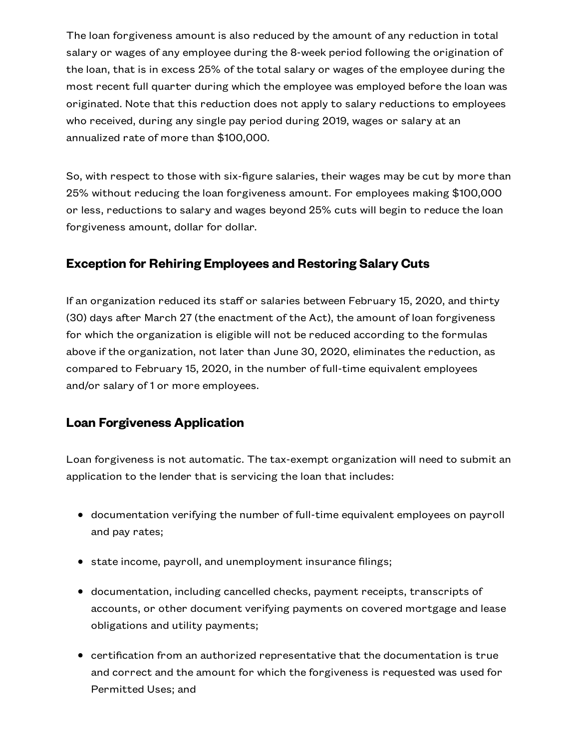The loan forgiveness amount is also reduced by the amount of any reduction in total salary or wages of any employee during the 8-week period following the origination of the loan, that is in excess 25% of the total salary or wages of the employee during the most recent full quarter during which the employee was employed before the loan was originated. Note that this reduction does not apply to salary reductions to employees who received, during any single pay period during 2019, wages or salary at an annualized rate of more than $100,000.

So, with respect to those with six-figure salaries, their wages may be cut by more than 25% without reducing the loan forgiveness amount. For employees making $100,000 or less, reductions to salary and wages beyond 25% cuts will begin to reduce the loan forgiveness amount, dollar for dollar.

### Exception for Rehiring Employees and Restoring Salary Cuts

If an organization reduced its staff or salaries between February 15, 2020, and thirty (30) days after March 27 (the enactment of the Act), the amount of loan forgiveness for which the organization is eligible will not be reduced according to the formulas above if the organization, not later than June 30, 2020, eliminates the reduction, as compared to February 15, 2020, in the number of full-time equivalent employees and/or salary of 1 or more employees.

### Loan Forgiveness Application

Loan forgiveness is not automatic. The tax-exempt organization will need to submit an application to the lender that is servicing the loan that includes:

- documentation verifying the number of full-time equivalent employees on payroll and pay rates;
- state income, payroll, and unemployment insurance filings;
- documentation, including cancelled checks, payment receipts, transcripts of accounts, or other document verifying payments on covered mortgage and lease obligations and utility payments;
- certification from an authorized representative that the documentation is true and correct and the amount for which the forgiveness is requested was used for Permitted Uses; and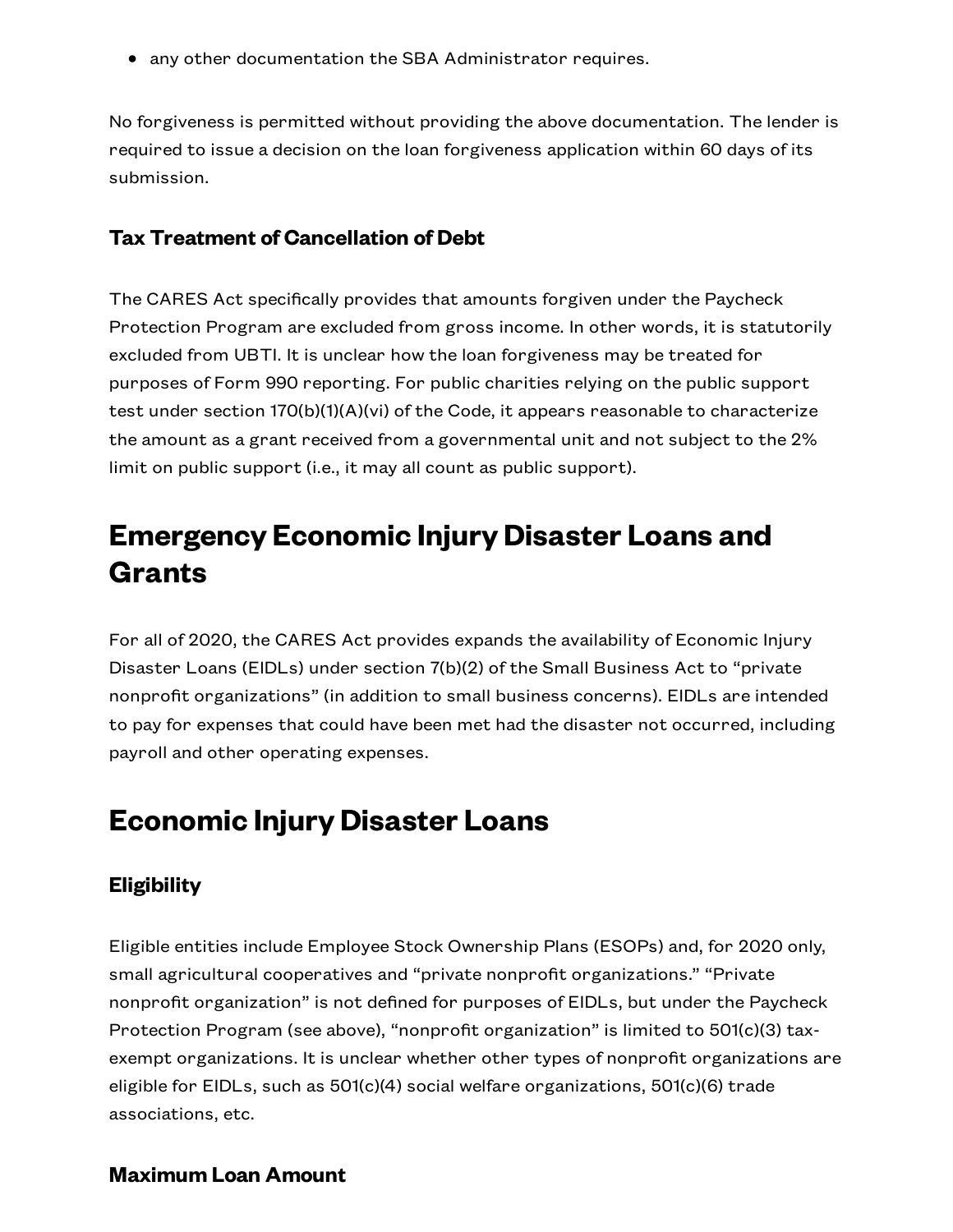- any other documentation the SBA Administrator requires.

No forgiveness is permitted without providing the above documentation. The lender is required to issue a decision on the loan forgiveness application within 60 days of its submission.

### Tax Treatment of Cancellation of Debt

The CARES Act specifically provides that amounts forgiven under the Paycheck Protection Program are excluded from gross income. In other words, it is statutorily excluded from UBTI. It is unclear how the loan forgiveness may be treated for purposes of Form 990 reporting. For public charities relying on the public support test under section 170(b)(1)(A)(vi) of the Code, it appears reasonable to characterize the amount as a grant received from a governmental unit and not subject to the 2% limit on public support (i.e., it may all count as public support).

## Emergency Economic Injury Disaster Loans and Grants

For all of 2020, the CARES Act provides expands the availability of Economic Injury Disaster Loans (EIDLs) under section 7(b)(2) of the Small Business Act to “private nonprofit organizations” (in addition to small business concerns). EIDLs are intended to pay for expenses that could have been met had the disaster not occurred, including payroll and other operating expenses.

## Economic Injury Disaster Loans

### Eligibility

Eligible entities include Employee Stock Ownership Plans (ESOPs) and, for 2020 only, small agricultural cooperatives and “private nonprofit organizations.” “Private nonprofit organization” is not defined for purposes of EIDLs, but under the Paycheck Protection Program (see above), “nonprofit organization” is limited to 501(c)(3) tax-exempt organizations. It is unclear whether other types of nonprofit organizations are eligible for EIDLs, such as 501(c)(4) social welfare organizations, 501(c)(6) trade associations, etc.

### Maximum Loan Amount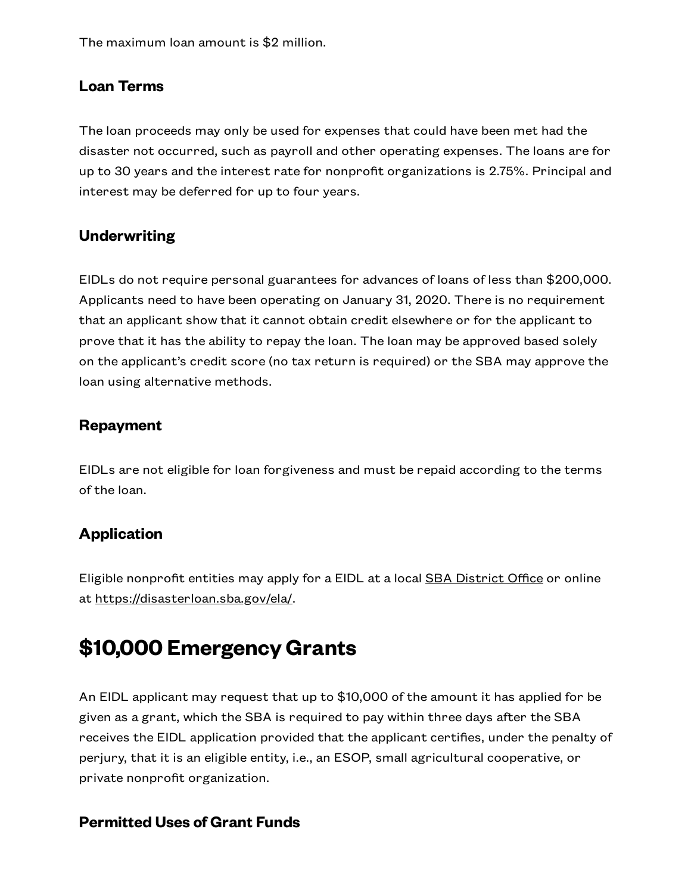The maximum loan amount is $2 million.

### Loan Terms

The loan proceeds may only be used for expenses that could have been met had the disaster not occurred, such as payroll and other operating expenses. The loans are for up to 30 years and the interest rate for nonprofit organizations is 2.75%. Principal and interest may be deferred for up to four years.

### Underwriting

EIDLs do not require personal guarantees for advances of loans of less than $200,000. Applicants need to have been operating on January 31, 2020. There is no requirement that an applicant show that it cannot obtain credit elsewhere or for the applicant to prove that it has the ability to repay the loan. The loan may be approved based solely on the applicant's credit score (no tax return is required) or the SBA may approve the loan using alternative methods.

### Repayment

EIDLs are not eligible for loan forgiveness and must be repaid according to the terms of the loan.

### Application

Eligible nonprofit entities may apply for a EIDL at a local SBA District Office or online at https://disasterloan.sba.gov/ela/.

## $10,000 Emergency Grants

An EIDL applicant may request that up to $10,000 of the amount it has applied for be given as a grant, which the SBA is required to pay within three days after the SBA receives the EIDL application provided that the applicant certifies, under the penalty of perjury, that it is an eligible entity, i.e., an ESOP, small agricultural cooperative, or private nonprofit organization.

### Permitted Uses of Grant Funds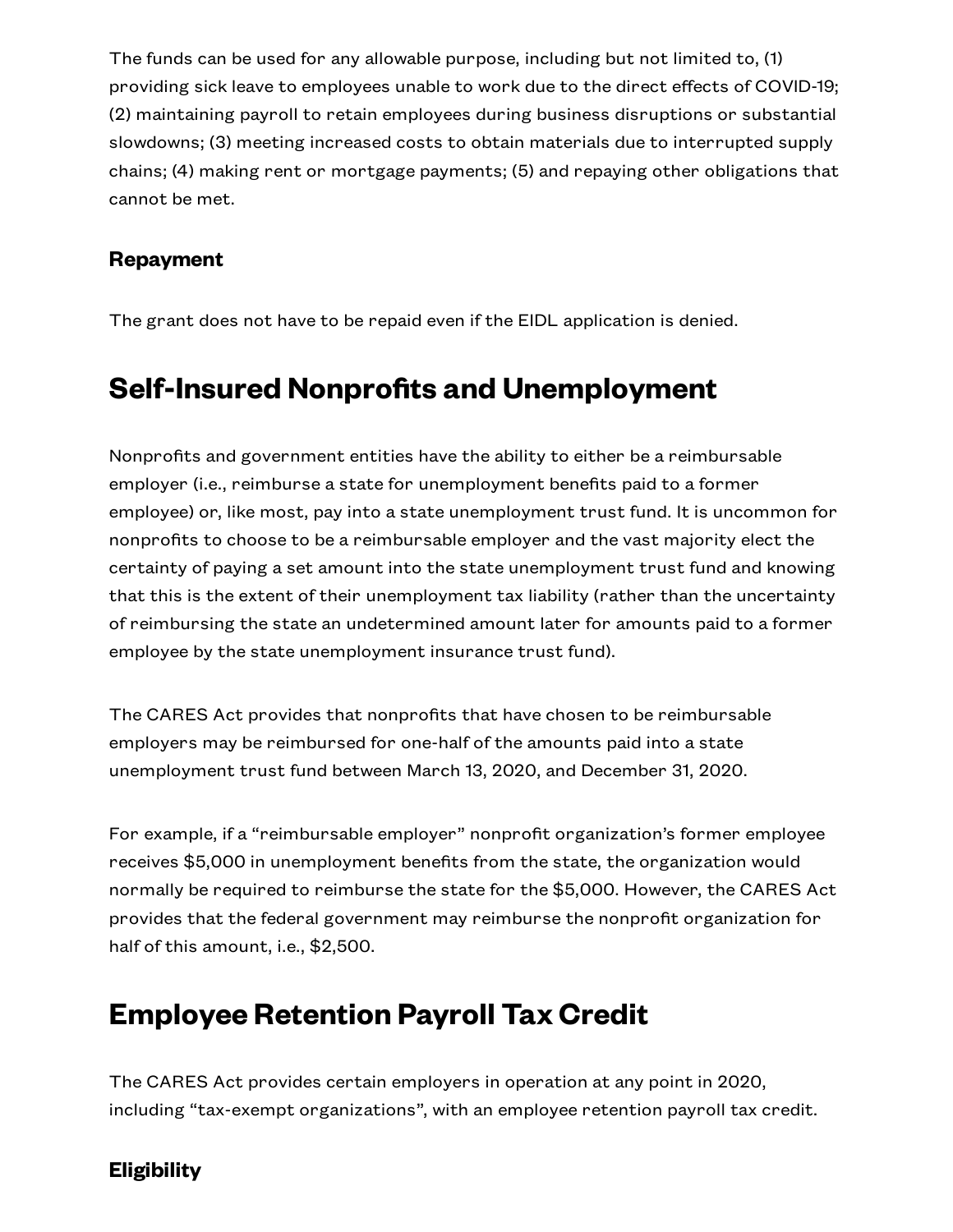The funds can be used for any allowable purpose, including but not limited to, (1) providing sick leave to employees unable to work due to the direct effects of COVID-19; (2) maintaining payroll to retain employees during business disruptions or substantial slowdowns; (3) meeting increased costs to obtain materials due to interrupted supply chains; (4) making rent or mortgage payments; (5) and repaying other obligations that cannot be met.

### Repayment

The grant does not have to be repaid even if the EIDL application is denied.

## Self-Insured Nonprofits and Unemployment

Nonprofits and government entities have the ability to either be a reimbursable employer (i.e., reimburse a state for unemployment benefits paid to a former employee) or, like most, pay into a state unemployment trust fund. It is uncommon for nonprofits to choose to be a reimbursable employer and the vast majority elect the certainty of paying a set amount into the state unemployment trust fund and knowing that this is the extent of their unemployment tax liability (rather than the uncertainty of reimbursing the state an undetermined amount later for amounts paid to a former employee by the state unemployment insurance trust fund).

The CARES Act provides that nonprofits that have chosen to be reimbursable employers may be reimbursed for one-half of the amounts paid into a state unemployment trust fund between March 13, 2020, and December 31, 2020.

For example, if a "reimbursable employer" nonprofit organization's former employee receives $5,000 in unemployment benefits from the state, the organization would normally be required to reimburse the state for the $5,000. However, the CARES Act provides that the federal government may reimburse the nonprofit organization for half of this amount, i.e., $2,500.

## Employee Retention Payroll Tax Credit

The CARES Act provides certain employers in operation at any point in 2020, including "tax-exempt organizations", with an employee retention payroll tax credit.

### Eligibility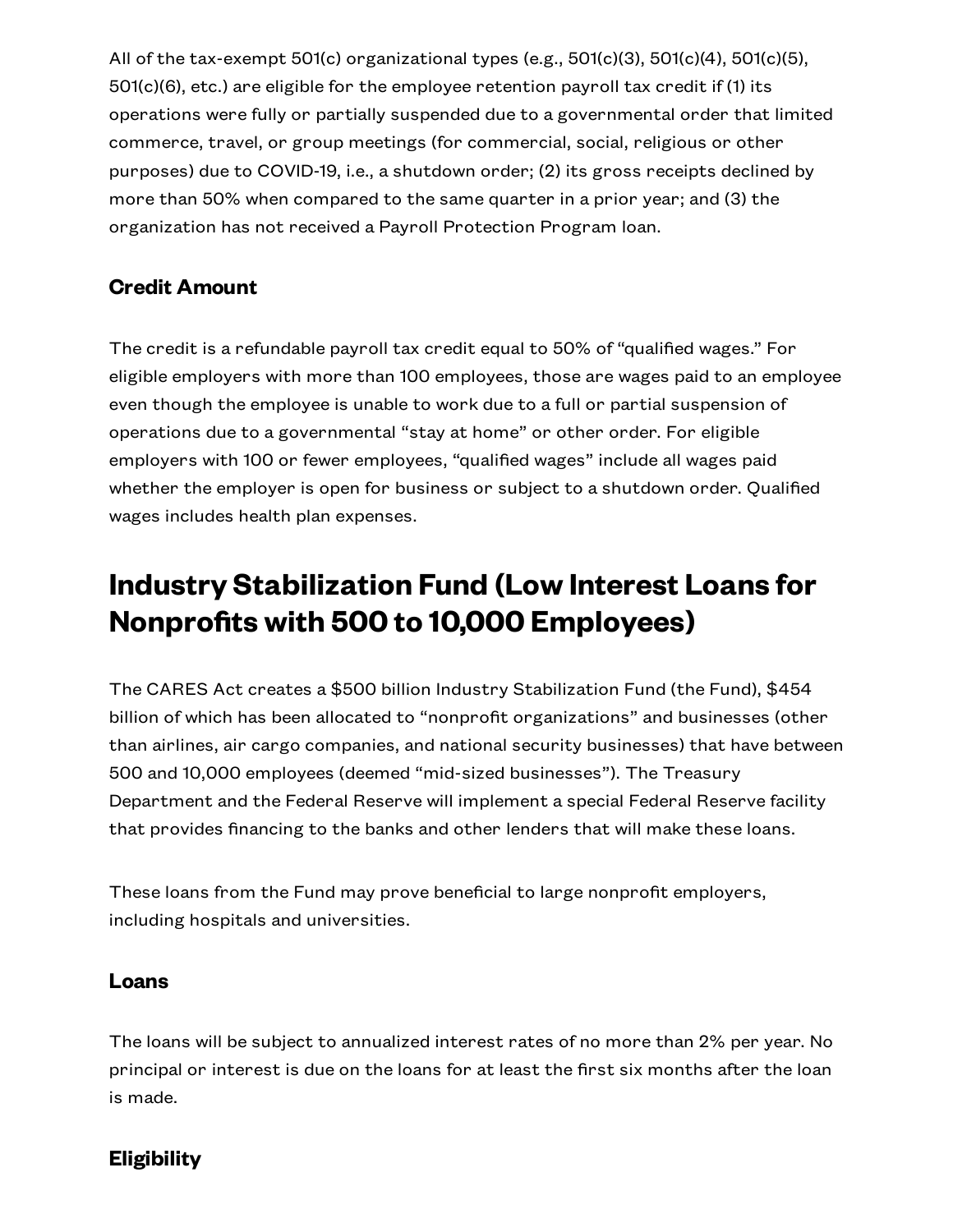All of the tax-exempt 501(c) organizational types (e.g., 501(c)(3), 501(c)(4), 501(c)(5), 501(c)(6), etc.) are eligible for the employee retention payroll tax credit if (1) its operations were fully or partially suspended due to a governmental order that limited commerce, travel, or group meetings (for commercial, social, religious or other purposes) due to COVID-19, i.e., a shutdown order; (2) its gross receipts declined by more than 50% when compared to the same quarter in a prior year; and (3) the organization has not received a Payroll Protection Program loan.

### Credit Amount

The credit is a refundable payroll tax credit equal to 50% of "qualified wages." For eligible employers with more than 100 employees, those are wages paid to an employee even though the employee is unable to work due to a full or partial suspension of operations due to a governmental "stay at home" or other order. For eligible employers with 100 or fewer employees, "qualified wages" include all wages paid whether the employer is open for business or subject to a shutdown order. Qualified wages includes health plan expenses.

## Industry Stabilization Fund (Low Interest Loans for Nonprofits with 500 to 10,000 Employees)

The CARES Act creates a $500 billion Industry Stabilization Fund (the Fund), $454 billion of which has been allocated to "nonprofit organizations" and businesses (other than airlines, air cargo companies, and national security businesses) that have between 500 and 10,000 employees (deemed "mid-sized businesses"). The Treasury Department and the Federal Reserve will implement a special Federal Reserve facility that provides financing to the banks and other lenders that will make these loans.

These loans from the Fund may prove beneficial to large nonprofit employers, including hospitals and universities.

### Loans

The loans will be subject to annualized interest rates of no more than 2% per year. No principal or interest is due on the loans for at least the first six months after the loan is made.

### Eligibility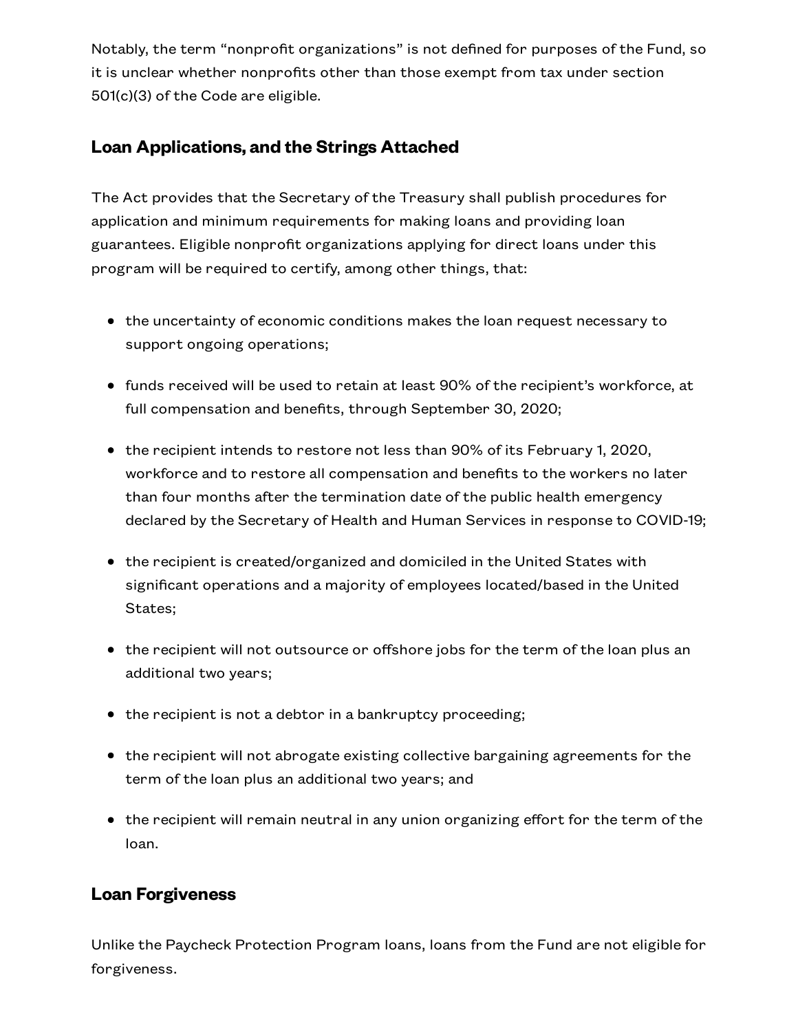Notably, the term “nonprofit organizations” is not defined for purposes of the Fund, so it is unclear whether nonprofits other than those exempt from tax under section 501(c)(3) of the Code are eligible.

## Loan Applications, and the Strings Attached

The Act provides that the Secretary of the Treasury shall publish procedures for application and minimum requirements for making loans and providing loan guarantees. Eligible nonprofit organizations applying for direct loans under this program will be required to certify, among other things, that:

- the uncertainty of economic conditions makes the loan request necessary to support ongoing operations;
- funds received will be used to retain at least 90% of the recipient’s workforce, at full compensation and benefits, through September 30, 2020;
- the recipient intends to restore not less than 90% of its February 1, 2020, workforce and to restore all compensation and benefits to the workers no later than four months after the termination date of the public health emergency declared by the Secretary of Health and Human Services in response to COVID-19;
- the recipient is created/organized and domiciled in the United States with significant operations and a majority of employees located/based in the United States;
- the recipient will not outsource or offshore jobs for the term of the loan plus an additional two years;
- the recipient is not a debtor in a bankruptcy proceeding;
- the recipient will not abrogate existing collective bargaining agreements for the term of the loan plus an additional two years; and
- the recipient will remain neutral in any union organizing effort for the term of the loan.

## Loan Forgiveness

Unlike the Paycheck Protection Program loans, loans from the Fund are not eligible for forgiveness.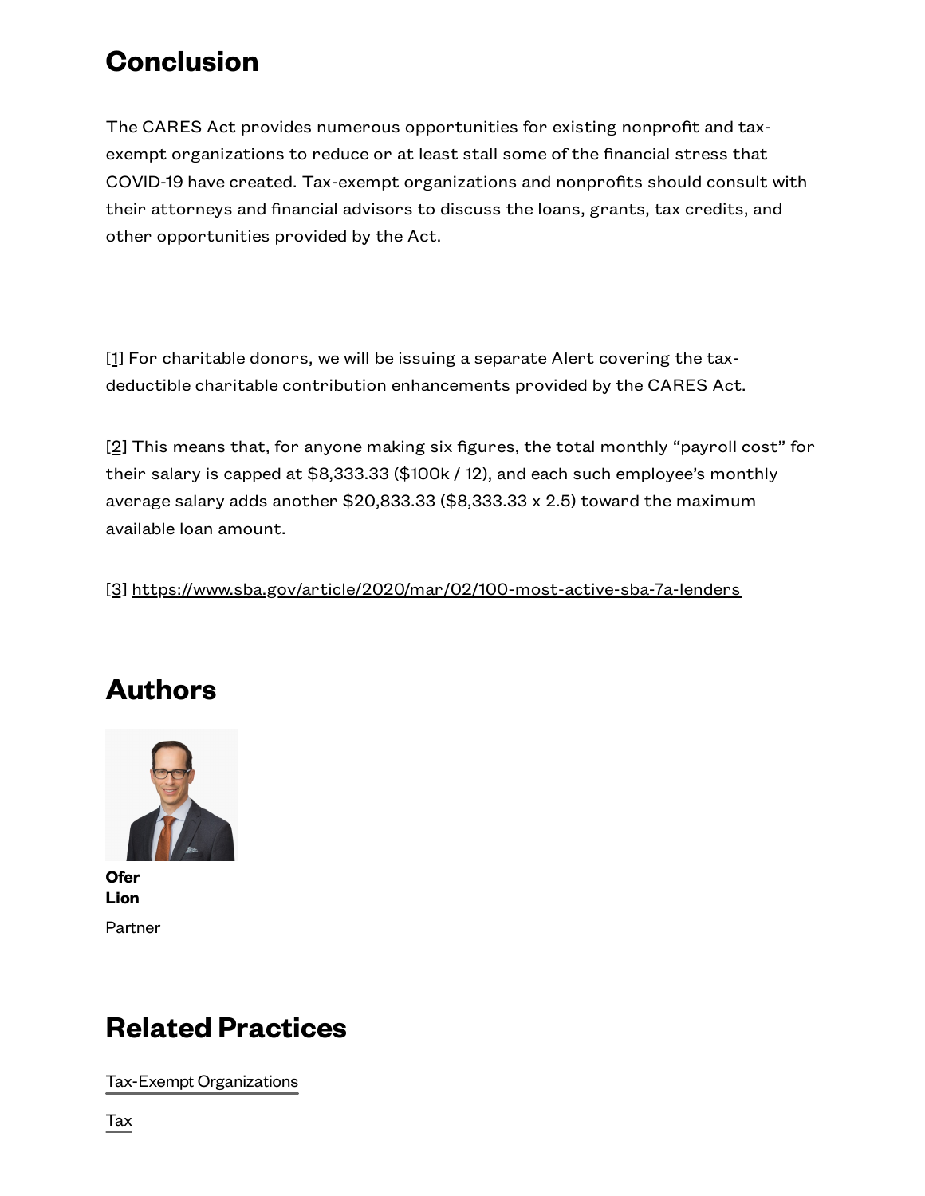## Conclusion

The CARES Act provides numerous opportunities for existing nonprofit and tax-exempt organizations to reduce or at least stall some of the financial stress that COVID-19 have created. Tax-exempt organizations and nonprofits should consult with their attorneys and financial advisors to discuss the loans, grants, tax credits, and other opportunities provided by the Act.

[1] For charitable donors, we will be issuing a separate Alert covering the tax-deductible charitable contribution enhancements provided by the CARES Act.

[2] This means that, for anyone making six figures, the total monthly "payroll cost" for their salary is capped at $8,333.33 ($100k / 12), and each such employee's monthly average salary adds another $20,833.33 ($8,333.33 x 2.5) toward the maximum available loan amount.

[3] https://www.sba.gov/article/2020/mar/02/100-most-active-sba-7a-lenders

## Authors

**Ofer Lion**

Partner

## Related Practices

Tax-Exempt Organizations

Tax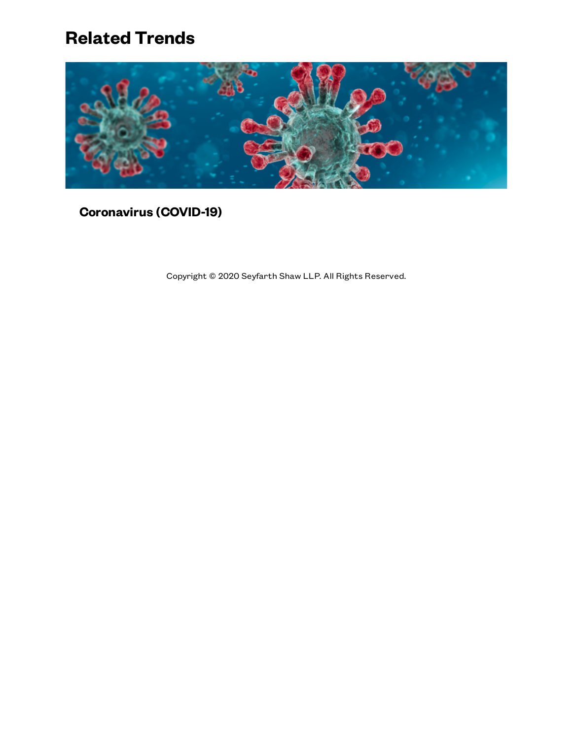# Related Trends

**Coronavirus (COVID-19)**

Copyright © 2020 Seyfarth Shaw LLP. All Rights Reserved.